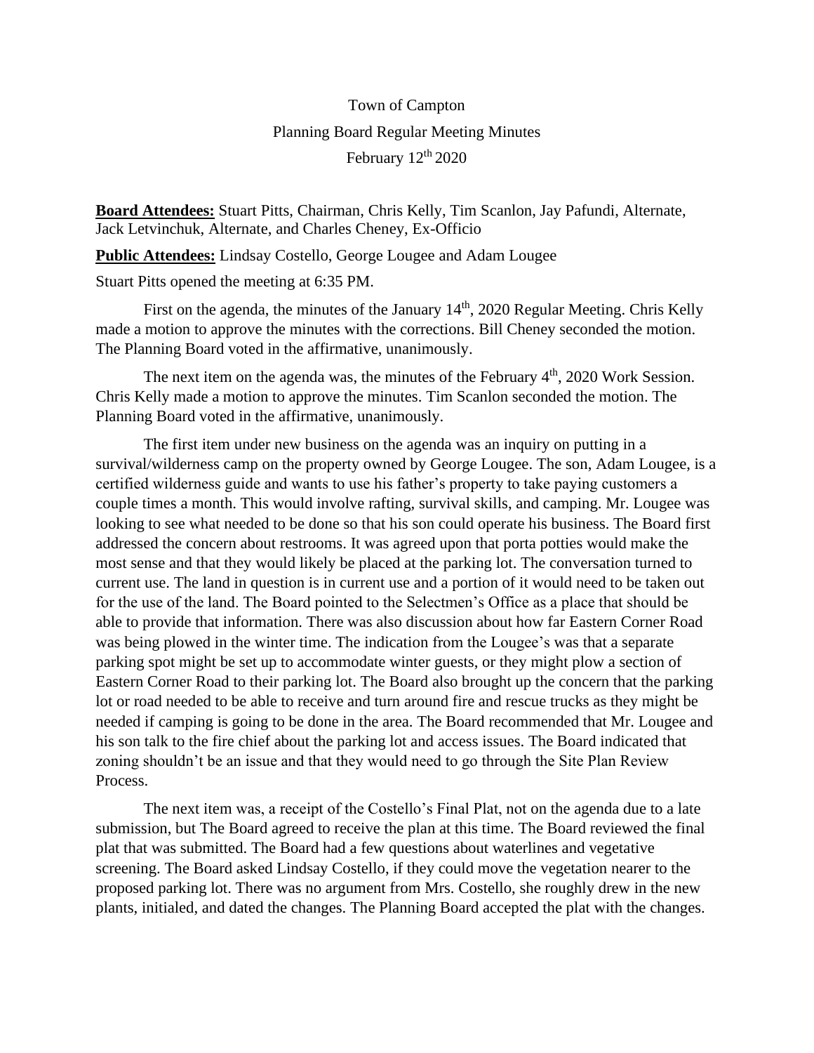# Town of Campton

## Planning Board Regular Meeting Minutes

### February 12th 2020

**Board Attendees:** Stuart Pitts, Chairman, Chris Kelly, Tim Scanlon, Jay Pafundi, Alternate, Jack Letvinchuk, Alternate, and Charles Cheney, Ex-Officio

**Public Attendees:** Lindsay Costello, George Lougee and Adam Lougee

Stuart Pitts opened the meeting at 6:35 PM.

First on the agenda, the minutes of the January 14th, 2020 Regular Meeting. Chris Kelly made a motion to approve the minutes with the corrections. Bill Cheney seconded the motion. The Planning Board voted in the affirmative, unanimously.

The next item on the agenda was, the minutes of the February 4th, 2020 Work Session. Chris Kelly made a motion to approve the minutes. Tim Scanlon seconded the motion. The Planning Board voted in the affirmative, unanimously.

The first item under new business on the agenda was an inquiry on putting in a survival/wilderness camp on the property owned by George Lougee. The son, Adam Lougee, is a certified wilderness guide and wants to use his father's property to take paying customers a couple times a month. This would involve rafting, survival skills, and camping. Mr. Lougee was looking to see what needed to be done so that his son could operate his business. The Board first addressed the concern about restrooms. It was agreed upon that porta potties would make the most sense and that they would likely be placed at the parking lot. The conversation turned to current use. The land in question is in current use and a portion of it would need to be taken out for the use of the land. The Board pointed to the Selectmen's Office as a place that should be able to provide that information. There was also discussion about how far Eastern Corner Road was being plowed in the winter time. The indication from the Lougee's was that a separate parking spot might be set up to accommodate winter guests, or they might plow a section of Eastern Corner Road to their parking lot. The Board also brought up the concern that the parking lot or road needed to be able to receive and turn around fire and rescue trucks as they might be needed if camping is going to be done in the area. The Board recommended that Mr. Lougee and his son talk to the fire chief about the parking lot and access issues. The Board indicated that zoning shouldn't be an issue and that they would need to go through the Site Plan Review Process.

The next item was, a receipt of the Costello's Final Plat, not on the agenda due to a late submission, but The Board agreed to receive the plan at this time. The Board reviewed the final plat that was submitted. The Board had a few questions about waterlines and vegetative screening. The Board asked Lindsay Costello, if they could move the vegetation nearer to the proposed parking lot. There was no argument from Mrs. Costello, she roughly drew in the new plants, initialed, and dated the changes. The Planning Board accepted the plat with the changes.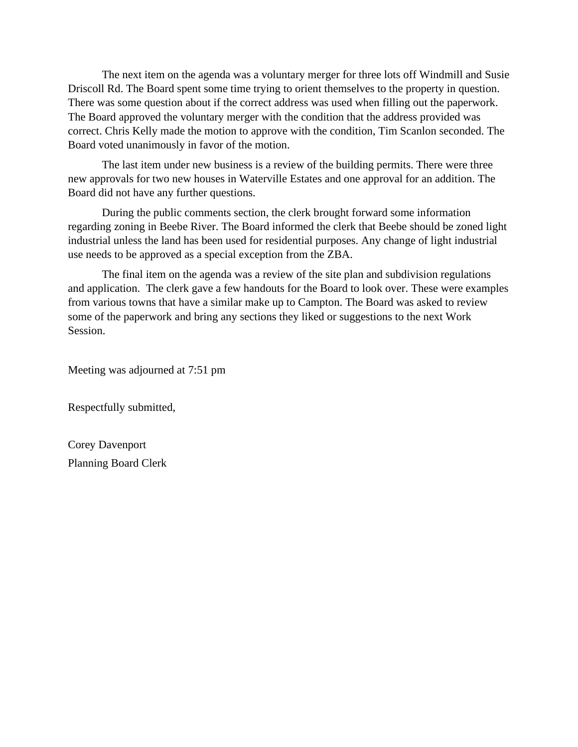The next item on the agenda was a voluntary merger for three lots off Windmill and Susie Driscoll Rd. The Board spent some time trying to orient themselves to the property in question. There was some question about if the correct address was used when filling out the paperwork. The Board approved the voluntary merger with the condition that the address provided was correct. Chris Kelly made the motion to approve with the condition, Tim Scanlon seconded. The Board voted unanimously in favor of the motion.

The last item under new business is a review of the building permits. There were three new approvals for two new houses in Waterville Estates and one approval for an addition. The Board did not have any further questions.

During the public comments section, the clerk brought forward some information regarding zoning in Beebe River. The Board informed the clerk that Beebe should be zoned light industrial unless the land has been used for residential purposes. Any change of light industrial use needs to be approved as a special exception from the ZBA.

The final item on the agenda was a review of the site plan and subdivision regulations and application. The clerk gave a few handouts for the Board to look over. These were examples from various towns that have a similar make up to Campton. The Board was asked to review some of the paperwork and bring any sections they liked or suggestions to the next Work Session.

Meeting was adjourned at 7:51 pm

Respectfully submitted,

Corey Davenport
Planning Board Clerk